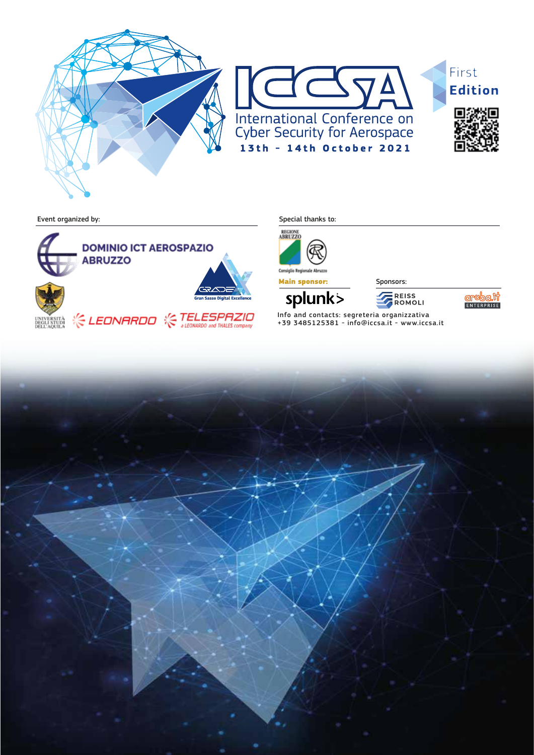# ICCSA

## International Conference on Cyber Security for Aerospace

**13th - 14th October 2021**

First **Edition**

Event organized by:

DOMINIO ICT AEROSPAZIO ABRUZZO

GRADE Gran Sasso Digital Excellence

UNIVERSITÀ DEGLI STUDI DELL'AQUILA

LEONARDO

TELESPAZIO a LEONARDO and THALES company

Special thanks to:

REGIONE ABRUZZO

Consiglio Regionale Abruzzo

**Main sponsor:**

splunk>

Sponsors:

REISS ROMOLI

aruba.it ENTERPRISE

Info and contacts: segreteria organizzativa
+39 3485125381 - info@iccsa.it - www.iccsa.it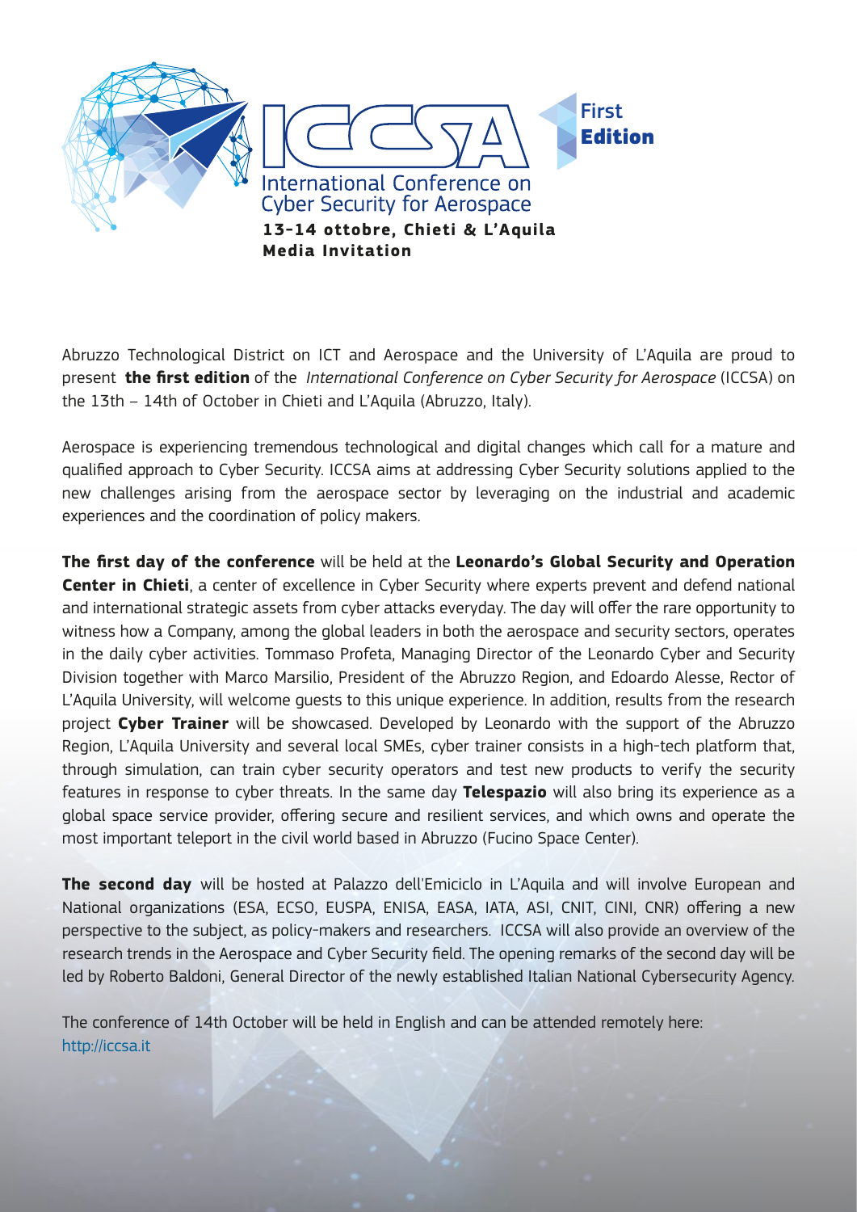# ICCSA

**First Edition**

International Conference on Cyber Security for Aerospace

**13-14 ottobre, Chieti & L'Aquila**

**Media Invitation**

Abruzzo Technological District on ICT and Aerospace and the University of L'Aquila are proud to present **the first edition** of the *International Conference on Cyber Security for Aerospace* (ICCSA) on the 13th – 14th of October in Chieti and L'Aquila (Abruzzo, Italy).

Aerospace is experiencing tremendous technological and digital changes which call for a mature and qualified approach to Cyber Security. ICCSA aims at addressing Cyber Security solutions applied to the new challenges arising from the aerospace sector by leveraging on the industrial and academic experiences and the coordination of policy makers.

**The first day of the conference** will be held at the **Leonardo's Global Security and Operation Center in Chieti**, a center of excellence in Cyber Security where experts prevent and defend national and international strategic assets from cyber attacks everyday. The day will offer the rare opportunity to witness how a Company, among the global leaders in both the aerospace and security sectors, operates in the daily cyber activities. Tommaso Profeta, Managing Director of the Leonardo Cyber and Security Division together with Marco Marsilio, President of the Abruzzo Region, and Edoardo Alesse, Rector of L'Aquila University, will welcome guests to this unique experience. In addition, results from the research project **Cyber Trainer** will be showcased. Developed by Leonardo with the support of the Abruzzo Region, L'Aquila University and several local SMEs, cyber trainer consists in a high-tech platform that, through simulation, can train cyber security operators and test new products to verify the security features in response to cyber threats. In the same day **Telespazio** will also bring its experience as a global space service provider, offering secure and resilient services, and which owns and operate the most important teleport in the civil world based in Abruzzo (Fucino Space Center).

**The second day** will be hosted at Palazzo dell'Emiciclo in L'Aquila and will involve European and National organizations (ESA, ECSO, EUSPA, ENISA, EASA, IATA, ASI, CNIT, CINI, CNR) offering a new perspective to the subject, as policy-makers and researchers. ICCSA will also provide an overview of the research trends in the Aerospace and Cyber Security field. The opening remarks of the second day will be led by Roberto Baldoni, General Director of the newly established Italian National Cybersecurity Agency.

The conference of 14th October will be held in English and can be attended remotely here: http://iccsa.it